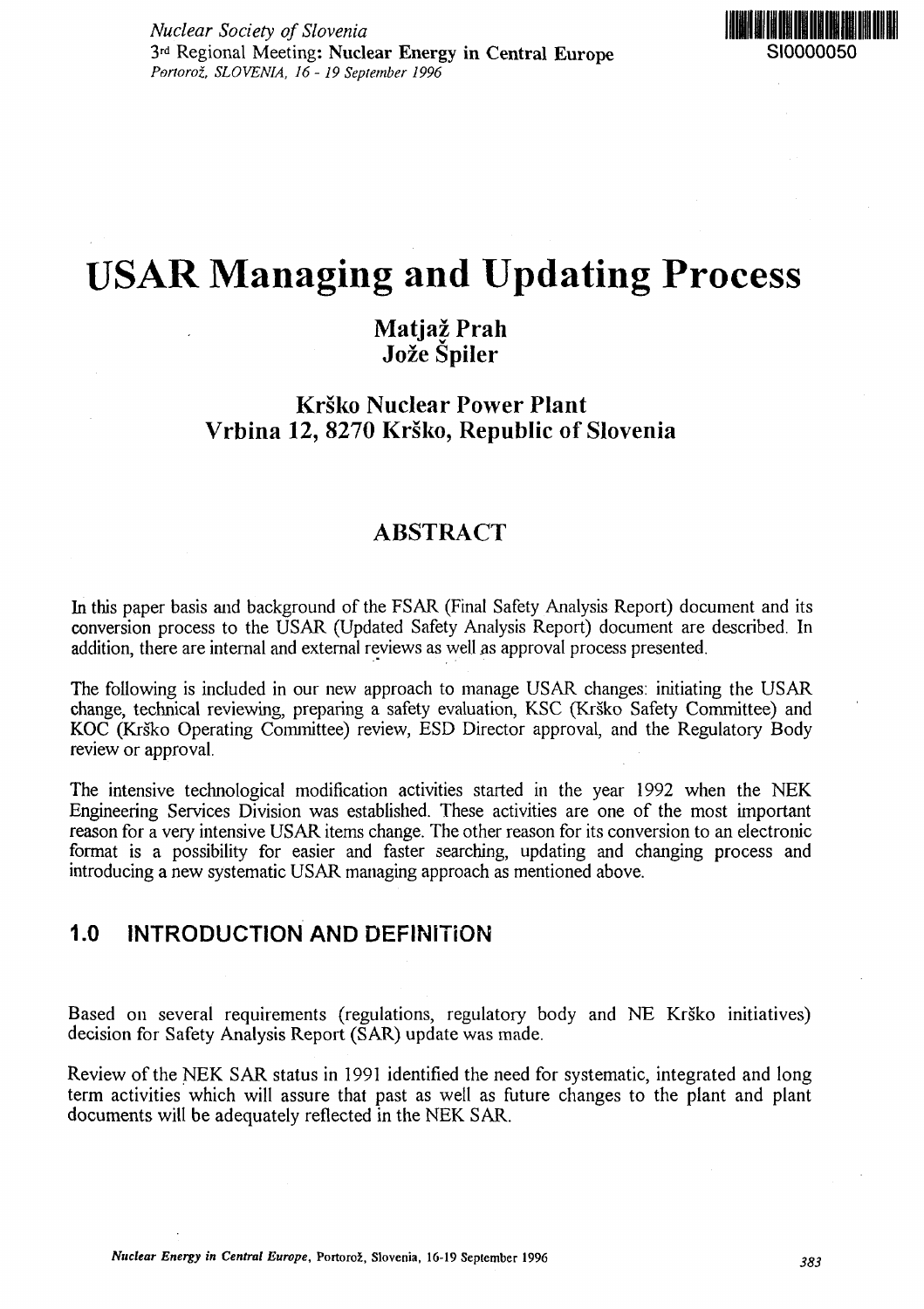*Nuclear Society of Slovenia*
3rd Regional Meeting: **Nuclear Energy in Central Europe**
*Portorož, SLOVENIA, 16 - 19 September 1996*

SI0000050

# USAR Managing and Updating Process

## Matjaž Prah
## Jože Špiler

### Krško Nuclear Power Plant
### Vrbina 12, 8270 Krško, Republic of Slovenia

## ABSTRACT

In this paper basis and background of the FSAR (Final Safety Analysis Report) document and its conversion process to the USAR (Updated Safety Analysis Report) document are described. In addition, there are internal and external reviews as well as approval process presented.

The following is included in our new approach to manage USAR changes: initiating the USAR change, technical reviewing, preparing a safety evaluation, KSC (Krško Safety Committee) and KOC (Krško Operating Committee) review, ESD Director approval, and the Regulatory Body review or approval.

The intensive technological modification activities started in the year 1992 when the NEK Engineering Services Division was established. These activities are one of the most important reason for a very intensive USAR items change. The other reason for its conversion to an electronic format is a possibility for easier and faster searching, updating and changing process and introducing a new systematic USAR managing approach as mentioned above.

## 1.0 INTRODUCTION AND DEFINITION

Based on several requirements (regulations, regulatory body and NE Krško initiatives) decision for Safety Analysis Report (SAR) update was made.

Review of the NEK SAR status in 1991 identified the need for systematic, integrated and long term activities which will assure that past as well as future changes to the plant and plant documents will be adequately reflected in the NEK SAR.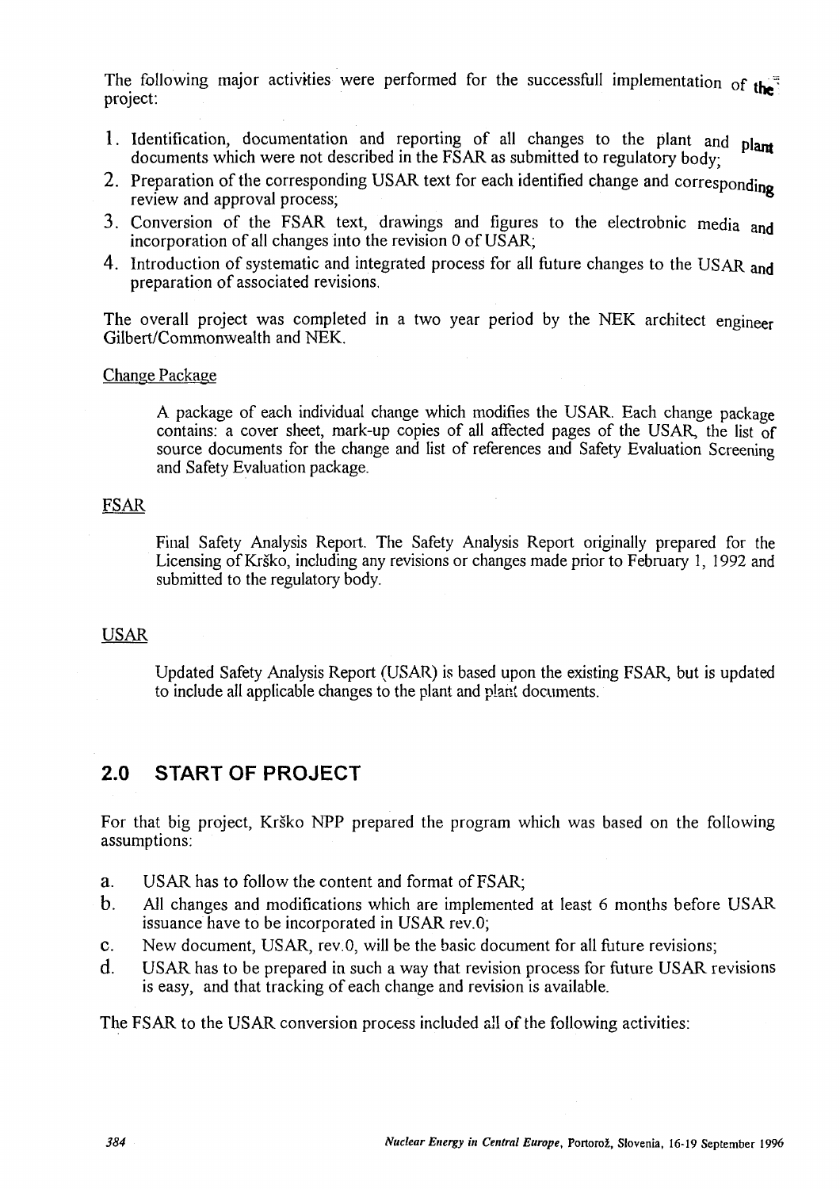The following major activities were performed for the successfull implementation of the project:

1. Identification, documentation and reporting of all changes to the plant and plant documents which were not described in the FSAR as submitted to regulatory body;
2. Preparation of the corresponding USAR text for each identified change and corresponding review and approval process;
3. Conversion of the FSAR text, drawings and figures to the electrobnic media and incorporation of all changes into the revision 0 of USAR;
4. Introduction of systematic and integrated process for all future changes to the USAR and preparation of associated revisions.

The overall project was completed in a two year period by the NEK architect engineer Gilbert/Commonwealth and NEK.

Change Package

> A package of each individual change which modifies the USAR. Each change package contains: a cover sheet, mark-up copies of all affected pages of the USAR, the list of source documents for the change and list of references and Safety Evaluation Screening and Safety Evaluation package.

FSAR

> Final Safety Analysis Report. The Safety Analysis Report originally prepared for the Licensing of Krško, including any revisions or changes made prior to February 1, 1992 and submitted to the regulatory body.

USAR

> Updated Safety Analysis Report (USAR) is based upon the existing FSAR, but is updated to include all applicable changes to the plant and plant documents.

## 2.0 START OF PROJECT

For that big project, Krško NPP prepared the program which was based on the following assumptions:

a. USAR has to follow the content and format of FSAR;
b. All changes and modifications which are implemented at least 6 months before USAR issuance have to be incorporated in USAR rev.0;
c. New document, USAR, rev.0, will be the basic document for all future revisions;
d. USAR has to be prepared in such a way that revision process for future USAR revisions is easy, and that tracking of each change and revision is available.

The FSAR to the USAR conversion process included all of the following activities: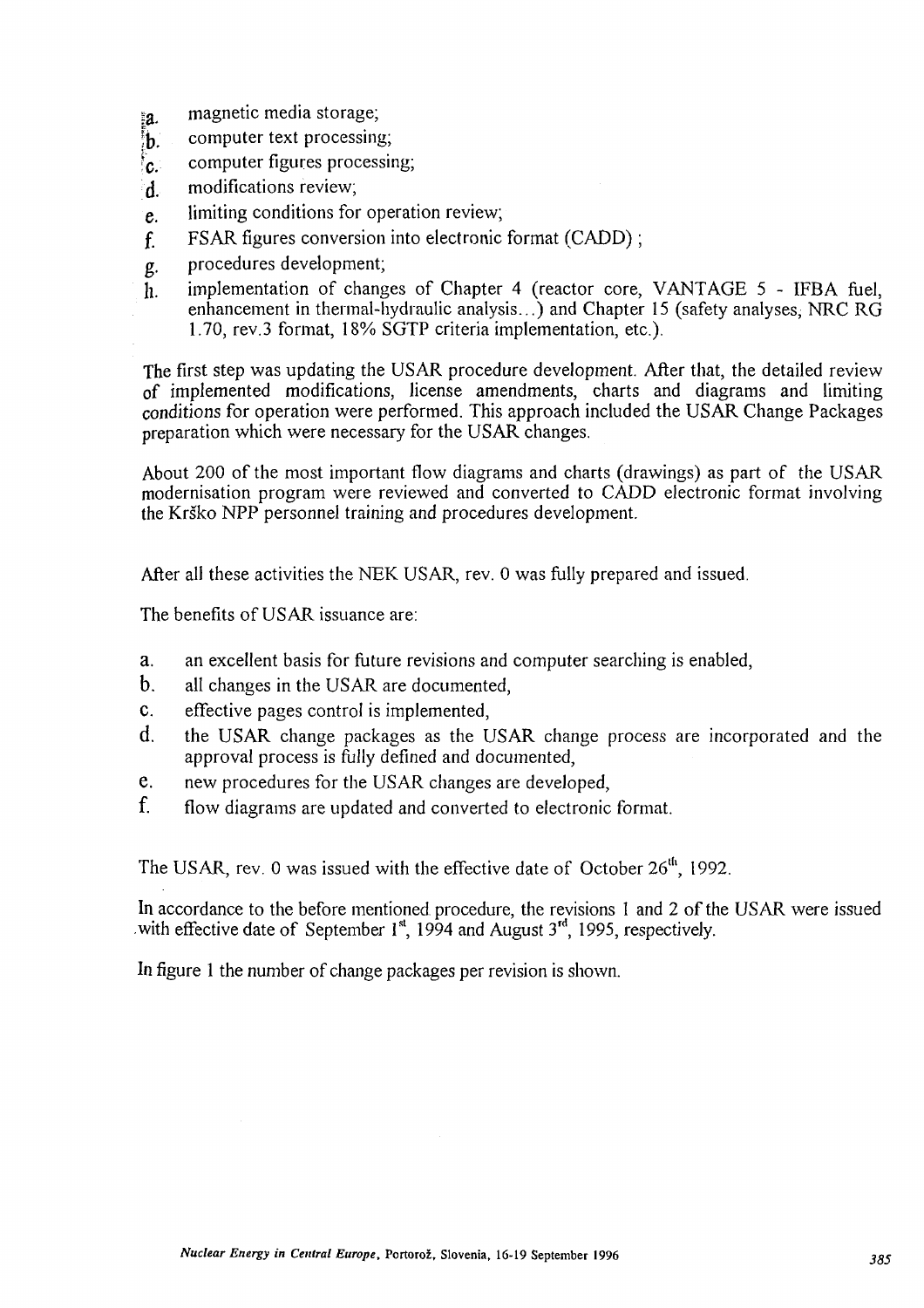a. magnetic media storage;
b. computer text processing;
c. computer figures processing;
d. modifications review;
e. limiting conditions for operation review;
f. FSAR figures conversion into electronic format (CADD) ;
g. procedures development;
h. implementation of changes of Chapter 4 (reactor core, VANTAGE 5 - IFBA fuel, enhancement in thermal-hydraulic analysis...) and Chapter 15 (safety analyses, NRC RG 1.70, rev.3 format, 18% SGTP criteria implementation, etc.).

The first step was updating the USAR procedure development. After that, the detailed review of implemented modifications, license amendments, charts and diagrams and limiting conditions for operation were performed. This approach included the USAR Change Packages preparation which were necessary for the USAR changes.

About 200 of the most important flow diagrams and charts (drawings) as part of the USAR modernisation program were reviewed and converted to CADD electronic format involving the Krško NPP personnel training and procedures development.

After all these activities the NEK USAR, rev. 0 was fully prepared and issued.

The benefits of USAR issuance are:

a. an excellent basis for future revisions and computer searching is enabled,
b. all changes in the USAR are documented,
c. effective pages control is implemented,
d. the USAR change packages as the USAR change process are incorporated and the approval process is fully defined and documented,
e. new procedures for the USAR changes are developed,
f. flow diagrams are updated and converted to electronic format.

The USAR, rev. 0 was issued with the effective date of October 26th, 1992.

In accordance to the before mentioned procedure, the revisions 1 and 2 of the USAR were issued with effective date of September 1st, 1994 and August 3rd, 1995, respectively.

In figure 1 the number of change packages per revision is shown.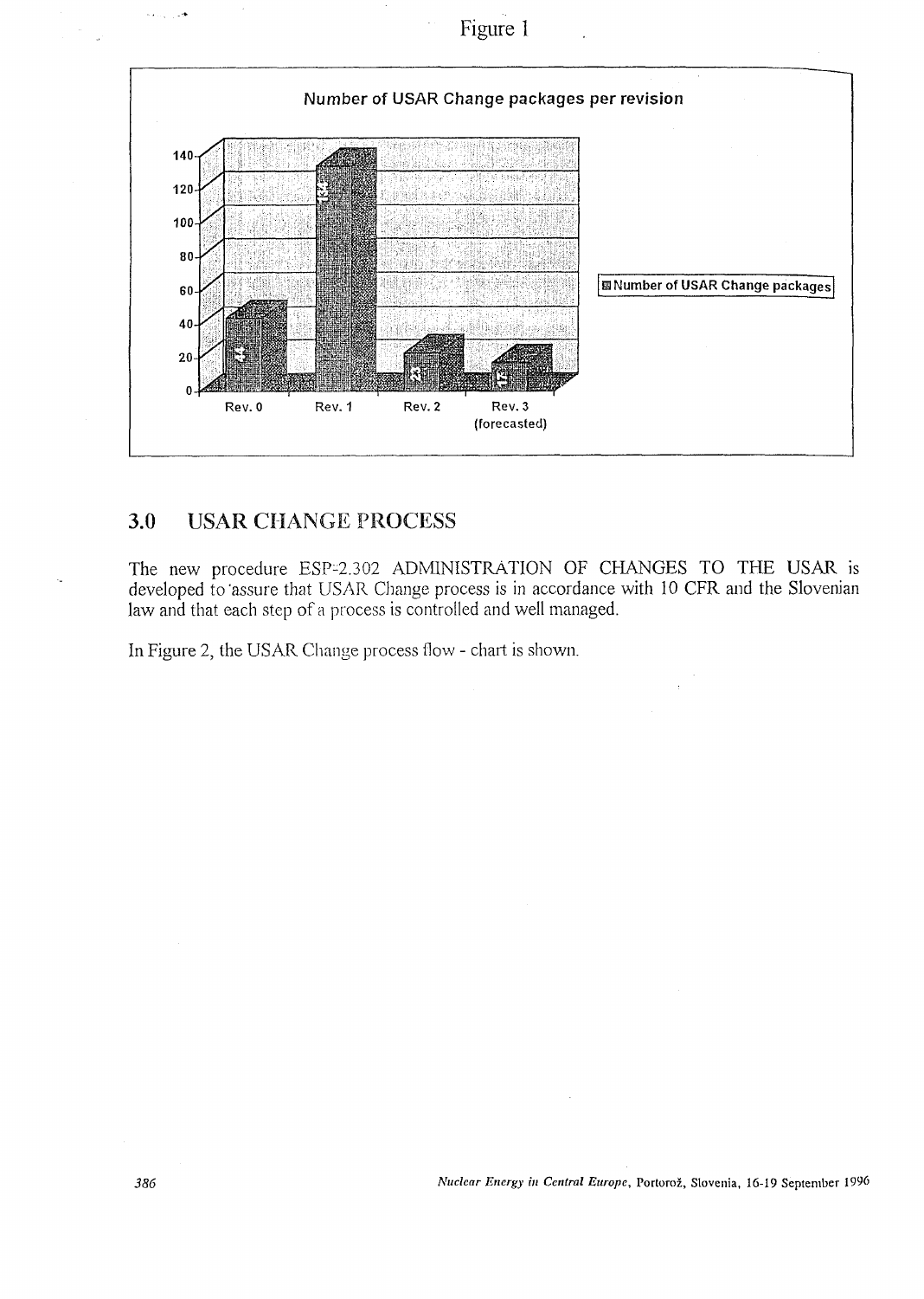Figure 1

**Number of USAR Change packages per revision**

| | Number of USAR Change packages |
|---|---|
| Rev. 0 | 44 |
| Rev. 1 | 134 |
| Rev. 2 | 23 |
| Rev. 3 (forecasted) | 17 |

## 3.0 USAR CHANGE PROCESS

The new procedure ESP-2.302 ADMINISTRATION OF CHANGES TO THE USAR is developed to assure that USAR Change process is in accordance with 10 CFR and the Slovenian law and that each step of a process is controlled and well managed.

In Figure 2, the USAR Change process flow - chart is shown.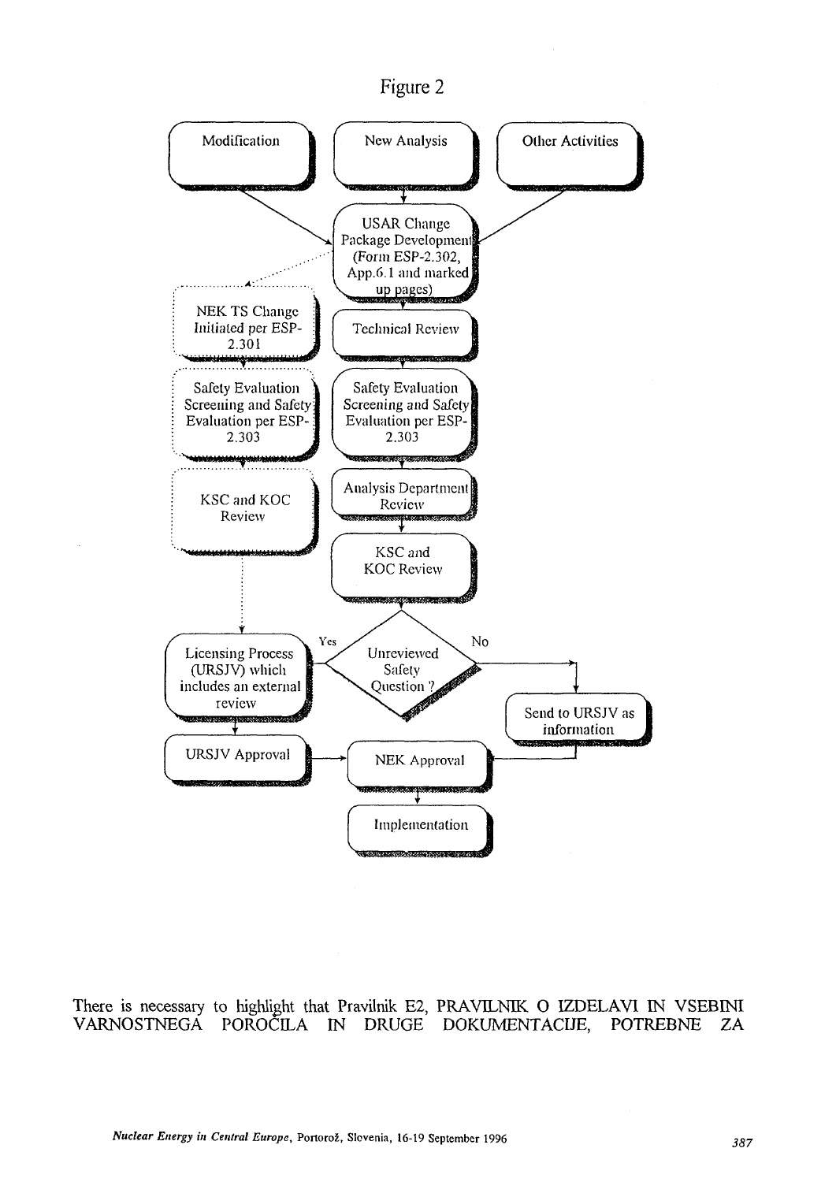Figure 2

```
Modification          New Analysis          Other Activities
        \                   |                   /
         -------->  USAR Change Package Development
                    (Form ESP-2.302, App.6.1 and marked up pages)
                   .            |
                  .             v
NEK TS Change Initiated     Technical Review
per ESP-2.301                   |
        :                       v
Safety Evaluation           Safety Evaluation
Screening and Safety        Screening and Safety
Evaluation per ESP-2.303    Evaluation per ESP-2.303
        :                       |
        v                       v
KSC and KOC Review          Analysis Department Review
        :                       |
        :                       v
        :                   KSC and KOC Review
        :                       |
        v                 Yes   v            No
Licensing Process  <---- Unreviewed Safety Question ? ----> Send to URSJV as information
(URSJV) which includes                                               |
an external review                                                   |
        |                                                            |
        v                                                            |
URSJV Approval ----------> NEK Approval <----------------------------
                               |
                               v
                         Implementation
```

There is necessary to highlight that Pravilnik E2, PRAVILNIK O IZDELAVI IN VSEBINI VARNOSTNEGA POROČILA IN DRUGE DOKUMENTACIJE, POTREBNE ZA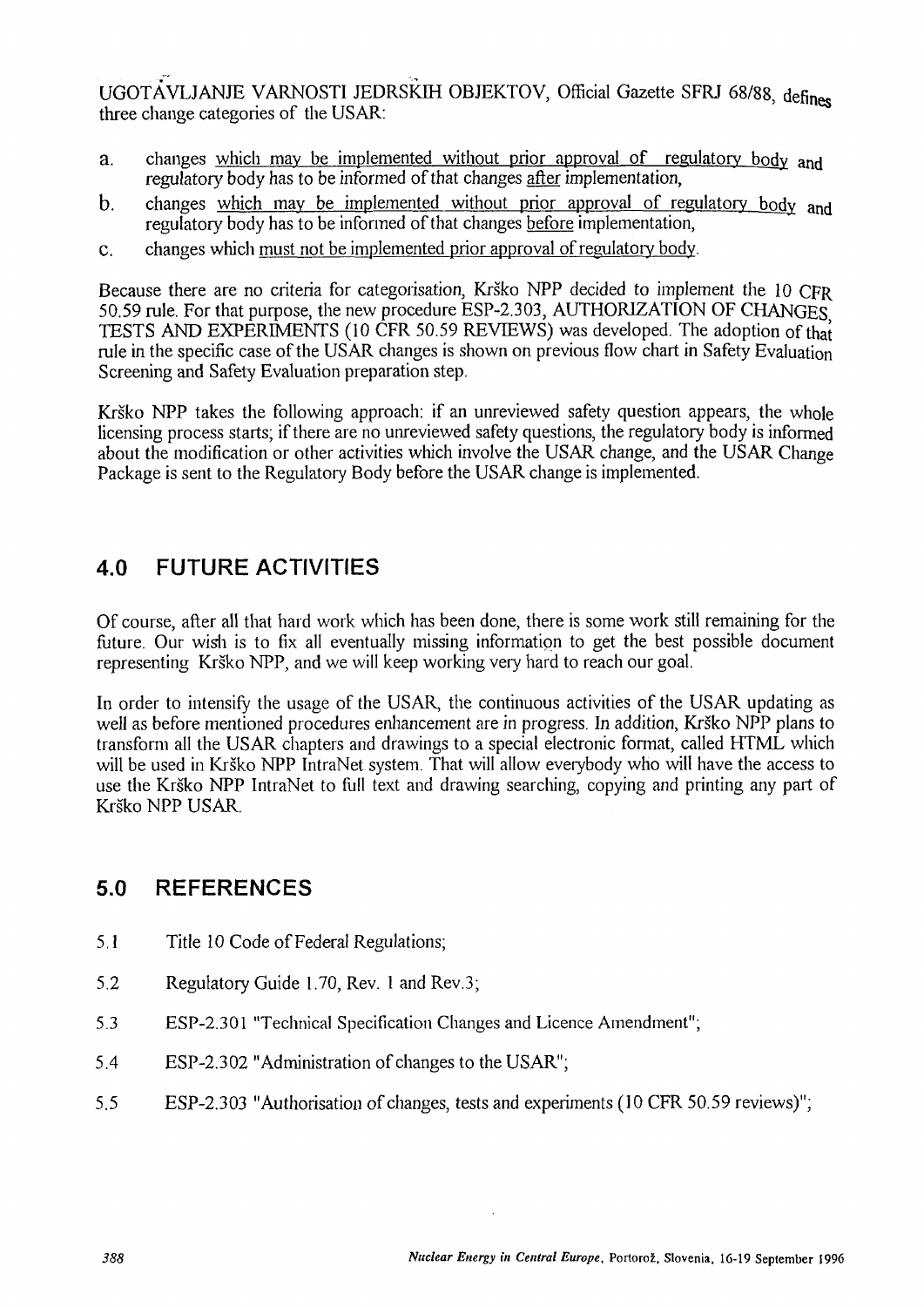UGOTAVLJANJE VARNOSTI JEDRSKIH OBJEKTOV, Official Gazette SFRJ 68/88, defines three change categories of the USAR:

a. changes which may be implemented without prior approval of regulatory body and regulatory body has to be informed of that changes after implementation,

b. changes which may be implemented without prior approval of regulatory body and regulatory body has to be informed of that changes before implementation,

c. changes which must not be implemented prior approval of regulatory body.

Because there are no criteria for categorisation, Krško NPP decided to implement the 10 CFR 50.59 rule. For that purpose, the new procedure ESP-2.303, AUTHORIZATION OF CHANGES, TESTS AND EXPERIMENTS (10 CFR 50.59 REVIEWS) was developed. The adoption of that rule in the specific case of the USAR changes is shown on previous flow chart in Safety Evaluation Screening and Safety Evaluation preparation step.

Krško NPP takes the following approach: if an unreviewed safety question appears, the whole licensing process starts; if there are no unreviewed safety questions, the regulatory body is informed about the modification or other activities which involve the USAR change, and the USAR Change Package is sent to the Regulatory Body before the USAR change is implemented.

## 4.0 FUTURE ACTIVITIES

Of course, after all that hard work which has been done, there is some work still remaining for the future. Our wish is to fix all eventually missing information to get the best possible document representing Krško NPP, and we will keep working very hard to reach our goal.

In order to intensify the usage of the USAR, the continuous activities of the USAR updating as well as before mentioned procedures enhancement are in progress. In addition, Krško NPP plans to transform all the USAR chapters and drawings to a special electronic format, called HTML which will be used in Krško NPP IntraNet system. That will allow everybody who will have the access to use the Krško NPP IntraNet to full text and drawing searching, copying and printing any part of Krško NPP USAR.

## 5.0 REFERENCES

5.1 Title 10 Code of Federal Regulations;

5.2 Regulatory Guide 1.70, Rev. 1 and Rev.3;

5.3 ESP-2.301 "Technical Specification Changes and Licence Amendment";

5.4 ESP-2.302 "Administration of changes to the USAR";

5.5 ESP-2.303 "Authorisation of changes, tests and experiments (10 CFR 50.59 reviews)";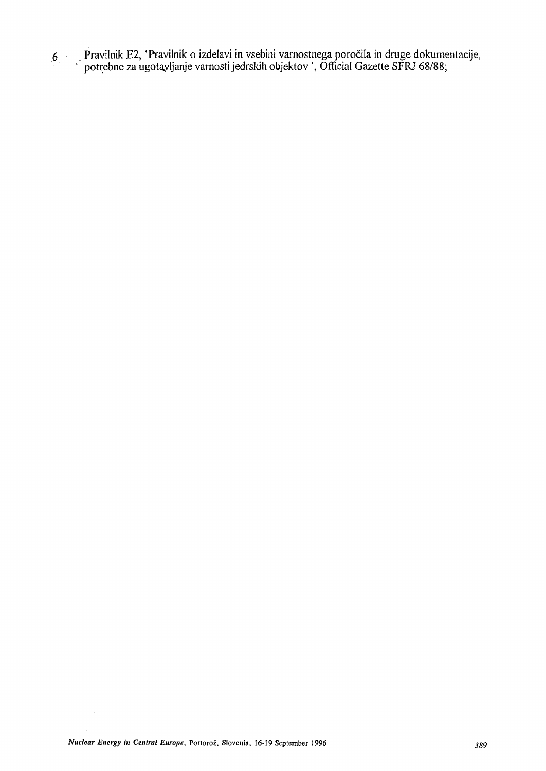6. Pravilnik E2, 'Pravilnik o izdelavi in vsebini varnostnega poročila in druge dokumentacije, potrebne za ugotavljanje varnosti jedrskih objektov ', Official Gazette SFRJ 68/88;